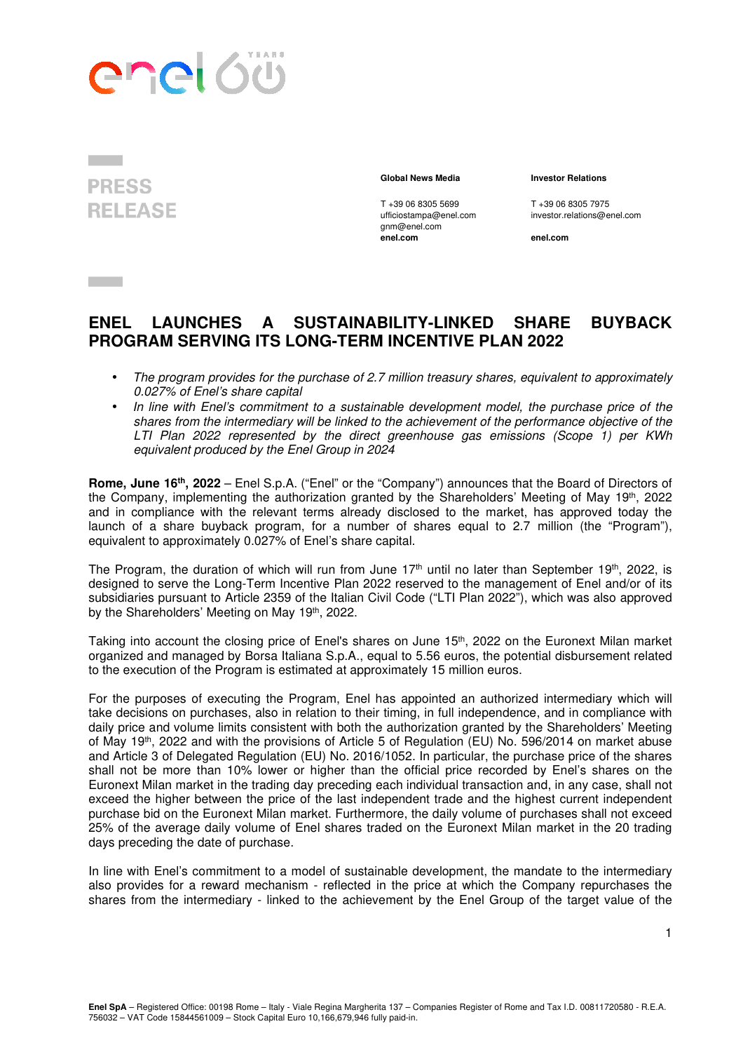PRESS RELEASE

**Global News Media**

T +39 06 8305 5699
ufficiostampa@enel.com
gnm@enel.com
**enel.com**

**Investor Relations**

T +39 06 8305 7975
investor.relations@enel.com

**enel.com**

# ENEL LAUNCHES A SUSTAINABILITY-LINKED SHARE BUYBACK PROGRAM SERVING ITS LONG-TERM INCENTIVE PLAN 2022

- *The program provides for the purchase of 2.7 million treasury shares, equivalent to approximately 0.027% of Enel's share capital*
- *In line with Enel's commitment to a sustainable development model, the purchase price of the shares from the intermediary will be linked to the achievement of the performance objective of the LTI Plan 2022 represented by the direct greenhouse gas emissions (Scope 1) per KWh equivalent produced by the Enel Group in 2024*

**Rome, June 16th, 2022** – Enel S.p.A. ("Enel" or the "Company") announces that the Board of Directors of the Company, implementing the authorization granted by the Shareholders' Meeting of May 19th, 2022 and in compliance with the relevant terms already disclosed to the market, has approved today the launch of a share buyback program, for a number of shares equal to 2.7 million (the "Program"), equivalent to approximately 0.027% of Enel's share capital.

The Program, the duration of which will run from June 17th until no later than September 19th, 2022, is designed to serve the Long-Term Incentive Plan 2022 reserved to the management of Enel and/or of its subsidiaries pursuant to Article 2359 of the Italian Civil Code ("LTI Plan 2022"), which was also approved by the Shareholders' Meeting on May 19th, 2022.

Taking into account the closing price of Enel's shares on June 15th, 2022 on the Euronext Milan market organized and managed by Borsa Italiana S.p.A., equal to 5.56 euros, the potential disbursement related to the execution of the Program is estimated at approximately 15 million euros.

For the purposes of executing the Program, Enel has appointed an authorized intermediary which will take decisions on purchases, also in relation to their timing, in full independence, and in compliance with daily price and volume limits consistent with both the authorization granted by the Shareholders' Meeting of May 19th, 2022 and with the provisions of Article 5 of Regulation (EU) No. 596/2014 on market abuse and Article 3 of Delegated Regulation (EU) No. 2016/1052. In particular, the purchase price of the shares shall not be more than 10% lower or higher than the official price recorded by Enel's shares on the Euronext Milan market in the trading day preceding each individual transaction and, in any case, shall not exceed the higher between the price of the last independent trade and the highest current independent purchase bid on the Euronext Milan market. Furthermore, the daily volume of purchases shall not exceed 25% of the average daily volume of Enel shares traded on the Euronext Milan market in the 20 trading days preceding the date of purchase.

In line with Enel's commitment to a model of sustainable development, the mandate to the intermediary also provides for a reward mechanism - reflected in the price at which the Company repurchases the shares from the intermediary - linked to the achievement by the Enel Group of the target value of the

**Enel SpA** – Registered Office: 00198 Rome – Italy - Viale Regina Margherita 137 – Companies Register of Rome and Tax I.D. 00811720580 - R.E.A. 756032 – VAT Code 15844561009 – Stock Capital Euro 10,166,679,946 fully paid-in.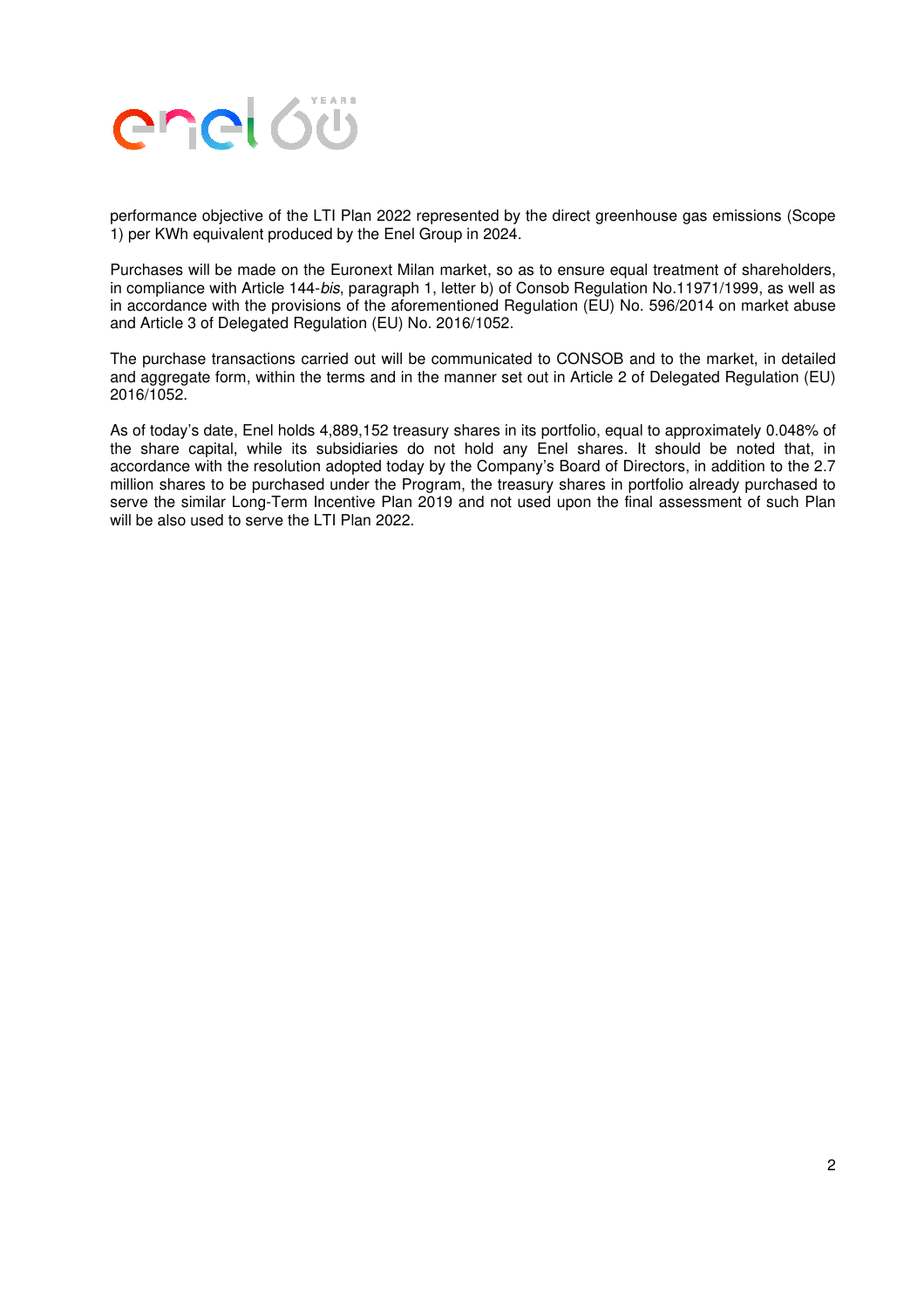performance objective of the LTI Plan 2022 represented by the direct greenhouse gas emissions (Scope 1) per KWh equivalent produced by the Enel Group in 2024.

Purchases will be made on the Euronext Milan market, so as to ensure equal treatment of shareholders, in compliance with Article 144-*bis*, paragraph 1, letter b) of Consob Regulation No.11971/1999, as well as in accordance with the provisions of the aforementioned Regulation (EU) No. 596/2014 on market abuse and Article 3 of Delegated Regulation (EU) No. 2016/1052.

The purchase transactions carried out will be communicated to CONSOB and to the market, in detailed and aggregate form, within the terms and in the manner set out in Article 2 of Delegated Regulation (EU) 2016/1052.

As of today's date, Enel holds 4,889,152 treasury shares in its portfolio, equal to approximately 0.048% of the share capital, while its subsidiaries do not hold any Enel shares. It should be noted that, in accordance with the resolution adopted today by the Company's Board of Directors, in addition to the 2.7 million shares to be purchased under the Program, the treasury shares in portfolio already purchased to serve the similar Long-Term Incentive Plan 2019 and not used upon the final assessment of such Plan will be also used to serve the LTI Plan 2022.